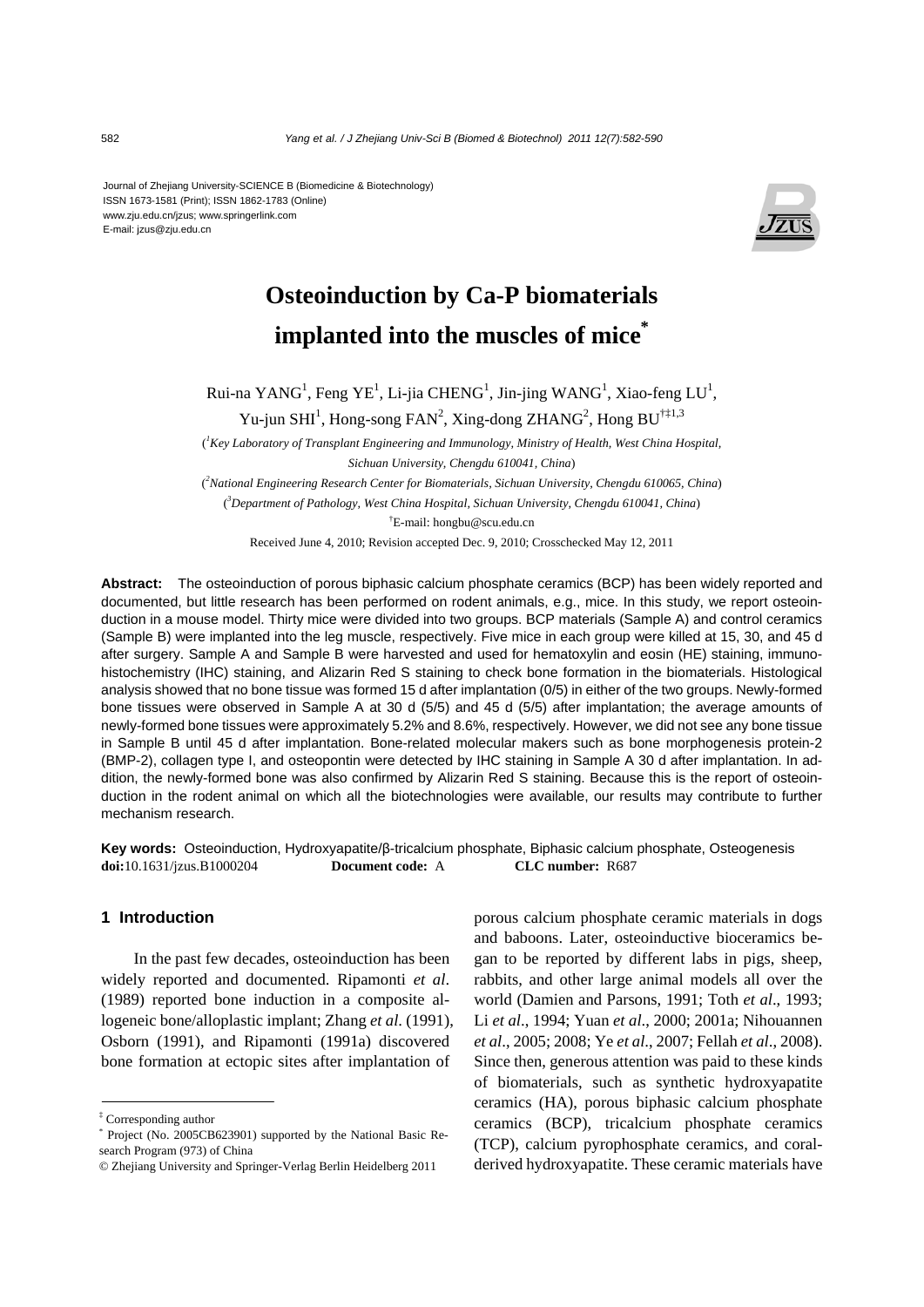Journal of Zhejiang University-SCIENCE B (Biomedicine & Biotechnology)
ISSN 1673-1581 (Print); ISSN 1862-1783 (Online)
www.zju.edu.cn/jzus; www.springerlink.com
E-mail: jzus@zju.edu.cn

# Osteoinduction by Ca-P biomaterials implanted into the muscles of mice*

Rui-na YANG[1], Feng YE[1], Li-jia CHENG[1], Jin-jing WANG[1], Xiao-feng LU[1], Yu-jun SHI[1], Hong-song FAN[2], Xing-dong ZHANG[2], Hong BU[†‡1,3]

([1]*Key Laboratory of Transplant Engineering and Immunology, Ministry of Health, West China Hospital, Sichuan University, Chengdu 610041, China*)

([2]*National Engineering Research Center for Biomaterials, Sichuan University, Chengdu 610065, China*)

([3]*Department of Pathology, West China Hospital, Sichuan University, Chengdu 610041, China*)

†E-mail: hongbu@scu.edu.cn

Received June 4, 2010; Revision accepted Dec. 9, 2010; Crosschecked May 12, 2011

**Abstract:** The osteoinduction of porous biphasic calcium phosphate ceramics (BCP) has been widely reported and documented, but little research has been performed on rodent animals, e.g., mice. In this study, we report osteoinduction in a mouse model. Thirty mice were divided into two groups. BCP materials (Sample A) and control ceramics (Sample B) were implanted into the leg muscle, respectively. Five mice in each group were killed at 15, 30, and 45 d after surgery. Sample A and Sample B were harvested and used for hematoxylin and eosin (HE) staining, immunohistochemistry (IHC) staining, and Alizarin Red S staining to check bone formation in the biomaterials. Histological analysis showed that no bone tissue was formed 15 d after implantation (0/5) in either of the two groups. Newly-formed bone tissues were observed in Sample A at 30 d (5/5) and 45 d (5/5) after implantation; the average amounts of newly-formed bone tissues were approximately 5.2% and 8.6%, respectively. However, we did not see any bone tissue in Sample B until 45 d after implantation. Bone-related molecular makers such as bone morphogenesis protein-2 (BMP-2), collagen type I, and osteopontin were detected by IHC staining in Sample A 30 d after implantation. In addition, the newly-formed bone was also confirmed by Alizarin Red S staining. Because this is the report of osteoinduction in the rodent animal on which all the biotechnologies were available, our results may contribute to further mechanism research.

**Key words:** Osteoinduction, Hydroxyapatite/β-tricalcium phosphate, Biphasic calcium phosphate, Osteogenesis

**doi:**10.1631/jzus.B1000204 **Document code:** A **CLC number:** R687

## 1 Introduction

In the past few decades, osteoinduction has been widely reported and documented. Ripamonti *et al*. (1989) reported bone induction in a composite allogeneic bone/alloplastic implant; Zhang *et al*. (1991), Osborn (1991), and Ripamonti (1991a) discovered bone formation at ectopic sites after implantation of porous calcium phosphate ceramic materials in dogs and baboons. Later, osteoinductive bioceramics began to be reported by different labs in pigs, sheep, rabbits, and other large animal models all over the world (Damien and Parsons, 1991; Toth *et al*., 1993; Li *et al*., 1994; Yuan *et al*., 2000; 2001a; Nihouannen *et al*., 2005; 2008; Ye *et al*., 2007; Fellah *et al*., 2008). Since then, generous attention was paid to these kinds of biomaterials, such as synthetic hydroxyapatite ceramics (HA), porous biphasic calcium phosphate ceramics (BCP), tricalcium phosphate ceramics (TCP), calcium pyrophosphate ceramics, and coral-derived hydroxyapatite. These ceramic materials have

‡ Corresponding author

\* Project (No. 2005CB623901) supported by the National Basic Research Program (973) of China

© Zhejiang University and Springer-Verlag Berlin Heidelberg 2011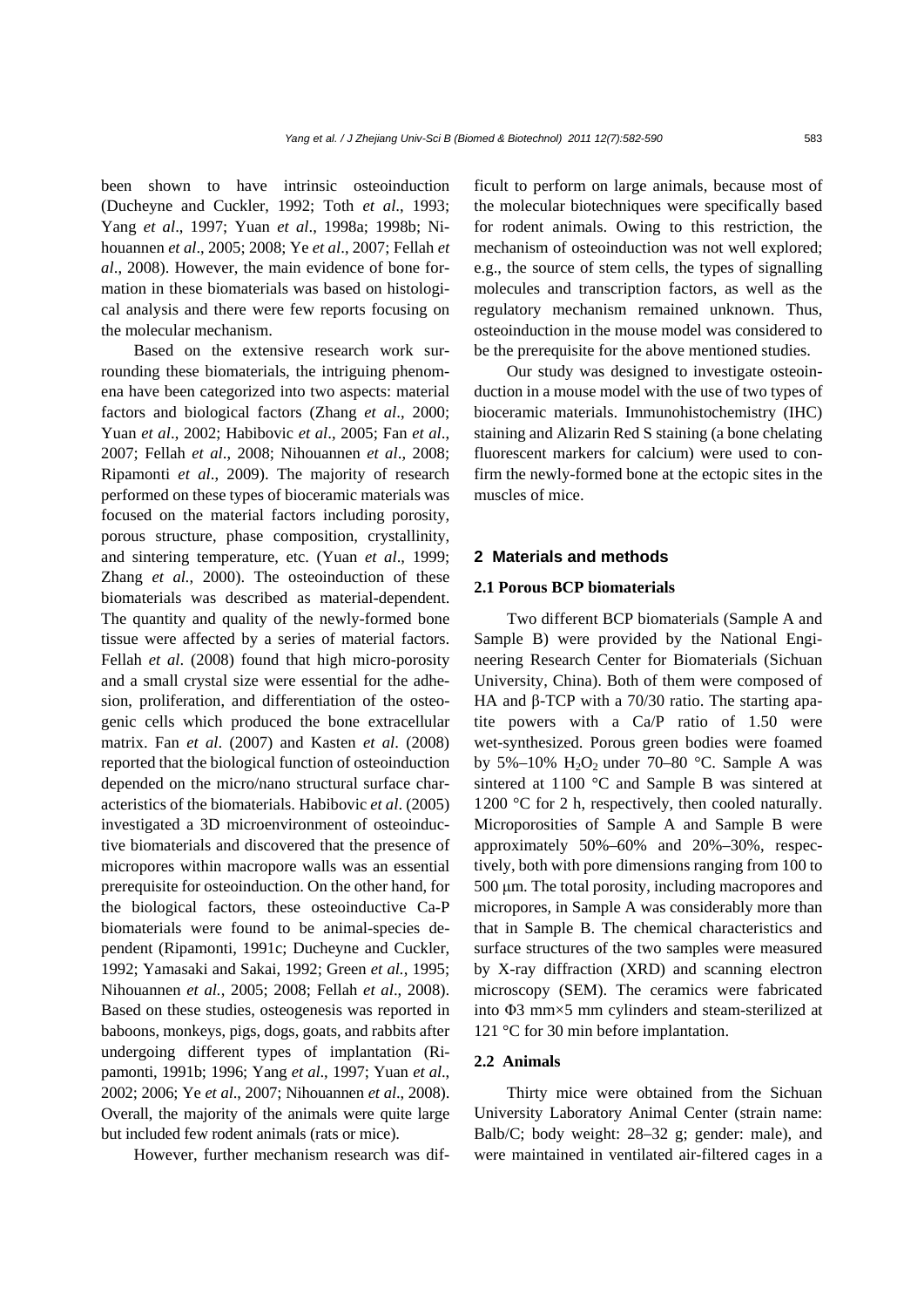been shown to have intrinsic osteoinduction (Ducheyne and Cuckler, 1992; Toth *et al*., 1993; Yang *et al*., 1997; Yuan *et al*., 1998a; 1998b; Nihouannen *et al*., 2005; 2008; Ye *et al*., 2007; Fellah *et al*., 2008). However, the main evidence of bone formation in these biomaterials was based on histological analysis and there were few reports focusing on the molecular mechanism.

Based on the extensive research work surrounding these biomaterials, the intriguing phenomena have been categorized into two aspects: material factors and biological factors (Zhang *et al*., 2000; Yuan *et al*., 2002; Habibovic *et al*., 2005; Fan *et al*., 2007; Fellah *et al*., 2008; Nihouannen *et al*., 2008; Ripamonti *et al*., 2009). The majority of research performed on these types of bioceramic materials was focused on the material factors including porosity, porous structure, phase composition, crystallinity, and sintering temperature, etc. (Yuan *et al*., 1999; Zhang *et al.*, 2000). The osteoinduction of these biomaterials was described as material-dependent. The quantity and quality of the newly-formed bone tissue were affected by a series of material factors. Fellah *et al*. (2008) found that high micro-porosity and a small crystal size were essential for the adhesion, proliferation, and differentiation of the osteogenic cells which produced the bone extracellular matrix. Fan *et al*. (2007) and Kasten *et al*. (2008) reported that the biological function of osteoinduction depended on the micro/nano structural surface characteristics of the biomaterials. Habibovic *et al*. (2005) investigated a 3D microenvironment of osteoinductive biomaterials and discovered that the presence of micropores within macropore walls was an essential prerequisite for osteoinduction. On the other hand, for the biological factors, these osteoinductive Ca-P biomaterials were found to be animal-species dependent (Ripamonti, 1991c; Ducheyne and Cuckler, 1992; Yamasaki and Sakai, 1992; Green *et al.*, 1995; Nihouannen *et al.*, 2005; 2008; Fellah *et al*., 2008). Based on these studies, osteogenesis was reported in baboons, monkeys, pigs, dogs, goats, and rabbits after undergoing different types of implantation (Ripamonti, 1991b; 1996; Yang *et al*., 1997; Yuan *et al*., 2002; 2006; Ye *et al*., 2007; Nihouannen *et al*., 2008). Overall, the majority of the animals were quite large but included few rodent animals (rats or mice).

However, further mechanism research was difficult to perform on large animals, because most of the molecular biotechniques were specifically based for rodent animals. Owing to this restriction, the mechanism of osteoinduction was not well explored; e.g., the source of stem cells, the types of signalling molecules and transcription factors, as well as the regulatory mechanism remained unknown. Thus, osteoinduction in the mouse model was considered to be the prerequisite for the above mentioned studies.

Our study was designed to investigate osteoinduction in a mouse model with the use of two types of bioceramic materials. Immunohistochemistry (IHC) staining and Alizarin Red S staining (a bone chelating fluorescent markers for calcium) were used to confirm the newly-formed bone at the ectopic sites in the muscles of mice.

## 2 Materials and methods

### 2.1 Porous BCP biomaterials

Two different BCP biomaterials (Sample A and Sample B) were provided by the National Engineering Research Center for Biomaterials (Sichuan University, China). Both of them were composed of HA and β-TCP with a 70/30 ratio. The starting apatite powers with a Ca/P ratio of 1.50 were wet-synthesized. Porous green bodies were foamed by 5%–10% $H_2O_2$ under 70–80 °C. Sample A was sintered at 1100 °C and Sample B was sintered at 1200 °C for 2 h, respectively, then cooled naturally. Microporosities of Sample A and Sample B were approximately 50%–60% and 20%–30%, respectively, both with pore dimensions ranging from 100 to 500 μm. The total porosity, including macropores and micropores, in Sample A was considerably more than that in Sample B. The chemical characteristics and surface structures of the two samples were measured by X-ray diffraction (XRD) and scanning electron microscopy (SEM). The ceramics were fabricated into Φ3 mm×5 mm cylinders and steam-sterilized at 121 °C for 30 min before implantation.

### 2.2 Animals

Thirty mice were obtained from the Sichuan University Laboratory Animal Center (strain name: Balb/C; body weight: 28–32 g; gender: male), and were maintained in ventilated air-filtered cages in a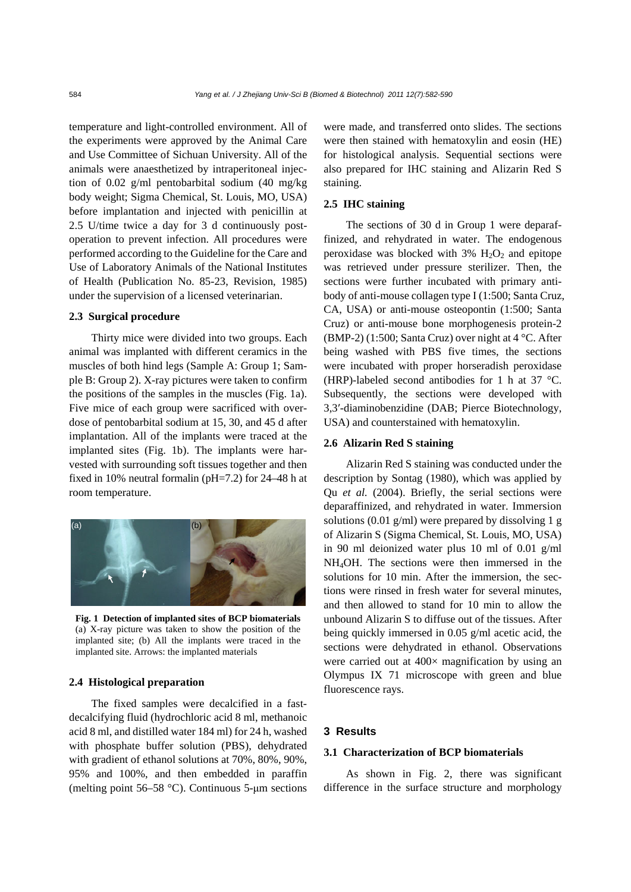temperature and light-controlled environment. All of the experiments were approved by the Animal Care and Use Committee of Sichuan University. All of the animals were anaesthetized by intraperitoneal injection of 0.02 g/ml pentobarbital sodium (40 mg/kg body weight; Sigma Chemical, St. Louis, MO, USA) before implantation and injected with penicillin at 2.5 U/time twice a day for 3 d continuously post-operation to prevent infection. All procedures were performed according to the Guideline for the Care and Use of Laboratory Animals of the National Institutes of Health (Publication No. 85-23, Revision, 1985) under the supervision of a licensed veterinarian.

### 2.3 Surgical procedure

Thirty mice were divided into two groups. Each animal was implanted with different ceramics in the muscles of both hind legs (Sample A: Group 1; Sample B: Group 2). X-ray pictures were taken to confirm the positions of the samples in the muscles (Fig. 1a). Five mice of each group were sacrificed with overdose of pentobarbital sodium at 15, 30, and 45 d after implantation. All of the implants were traced at the implanted sites (Fig. 1b). The implants were harvested with surrounding soft tissues together and then fixed in 10% neutral formalin (pH=7.2) for 24–48 h at room temperature.

**Fig. 1 Detection of implanted sites of BCP biomaterials**
(a) X-ray picture was taken to show the position of the implanted site; (b) All the implants were traced in the implanted site. Arrows: the implanted materials

### 2.4 Histological preparation

The fixed samples were decalcified in a fast-decalcifying fluid (hydrochloric acid 8 ml, methanoic acid 8 ml, and distilled water 184 ml) for 24 h, washed with phosphate buffer solution (PBS), dehydrated with gradient of ethanol solutions at 70%, 80%, 90%, 95% and 100%, and then embedded in paraffin (melting point 56–58 °C). Continuous 5-μm sections were made, and transferred onto slides. The sections were then stained with hematoxylin and eosin (HE) for histological analysis. Sequential sections were also prepared for IHC staining and Alizarin Red S staining.

### 2.5 IHC staining

The sections of 30 d in Group 1 were deparaffinized, and rehydrated in water. The endogenous peroxidase was blocked with 3% $H_2O_2$ and epitope was retrieved under pressure sterilizer. Then, the sections were further incubated with primary antibody of anti-mouse collagen type I (1:500; Santa Cruz, CA, USA) or anti-mouse osteopontin (1:500; Santa Cruz) or anti-mouse bone morphogenesis protein-2 (BMP-2) (1:500; Santa Cruz) over night at 4 °C. After being washed with PBS five times, the sections were incubated with proper horseradish peroxidase (HRP)-labeled second antibodies for 1 h at 37 °C. Subsequently, the sections were developed with 3,3′-diaminobenzidine (DAB; Pierce Biotechnology, USA) and counterstained with hematoxylin.

### 2.6 Alizarin Red S staining

Alizarin Red S staining was conducted under the description by Sontag (1980), which was applied by Qu *et al.* (2004). Briefly, the serial sections were deparaffinized, and rehydrated in water. Immersion solutions (0.01 g/ml) were prepared by dissolving 1 g of Alizarin S (Sigma Chemical, St. Louis, MO, USA) in 90 ml deionized water plus 10 ml of 0.01 g/ml $NH_4OH$. The sections were then immersed in the solutions for 10 min. After the immersion, the sections were rinsed in fresh water for several minutes, and then allowed to stand for 10 min to allow the unbound Alizarin S to diffuse out of the tissues. After being quickly immersed in 0.05 g/ml acetic acid, the sections were dehydrated in ethanol. Observations were carried out at 400× magnification by using an Olympus IX 71 microscope with green and blue fluorescence rays.

## 3 Results

### 3.1 Characterization of BCP biomaterials

As shown in Fig. 2, there was significant difference in the surface structure and morphology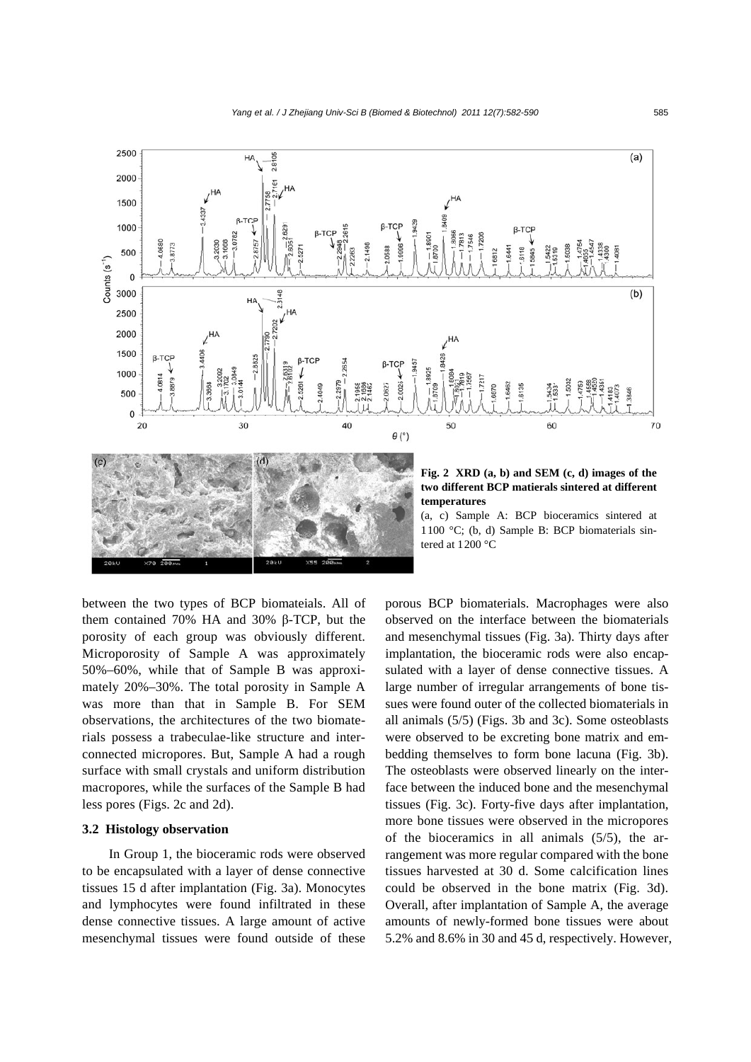**Fig. 2 XRD (a, b) and SEM (c, d) images of the two different BCP matierals sintered at different temperatures**

(a, c) Sample A: BCP bioceramics sintered at 1100 °C; (b, d) Sample B: BCP biomaterials sintered at 1200 °C

between the two types of BCP biomateials. All of them contained 70% HA and 30% β-TCP, but the porosity of each group was obviously different. Microporosity of Sample A was approximately 50%–60%, while that of Sample B was approximately 20%–30%. The total porosity in Sample A was more than that in Sample B. For SEM observations, the architectures of the two biomaterials possess a trabeculae-like structure and interconnected micropores. But, Sample A had a rough surface with small crystals and uniform distribution macropores, while the surfaces of the Sample B had less pores (Figs. 2c and 2d).

### 3.2 Histology observation

In Group 1, the bioceramic rods were observed to be encapsulated with a layer of dense connective tissues 15 d after implantation (Fig. 3a). Monocytes and lymphocytes were found infiltrated in these dense connective tissues. A large amount of active mesenchymal tissues were found outside of these porous BCP biomaterials. Macrophages were also observed on the interface between the biomaterials and mesenchymal tissues (Fig. 3a). Thirty days after implantation, the bioceramic rods were also encapsulated with a layer of dense connective tissues. A large number of irregular arrangements of bone tissues were found outer of the collected biomaterials in all animals (5/5) (Figs. 3b and 3c). Some osteoblasts were observed to be excreting bone matrix and embedding themselves to form bone lacuna (Fig. 3b). The osteoblasts were observed linearly on the interface between the induced bone and the mesenchymal tissues (Fig. 3c). Forty-five days after implantation, more bone tissues were observed in the micropores of the bioceramics in all animals (5/5), the arrangement was more regular compared with the bone tissues harvested at 30 d. Some calcification lines could be observed in the bone matrix (Fig. 3d). Overall, after implantation of Sample A, the average amounts of newly-formed bone tissues were about 5.2% and 8.6% in 30 and 45 d, respectively. However,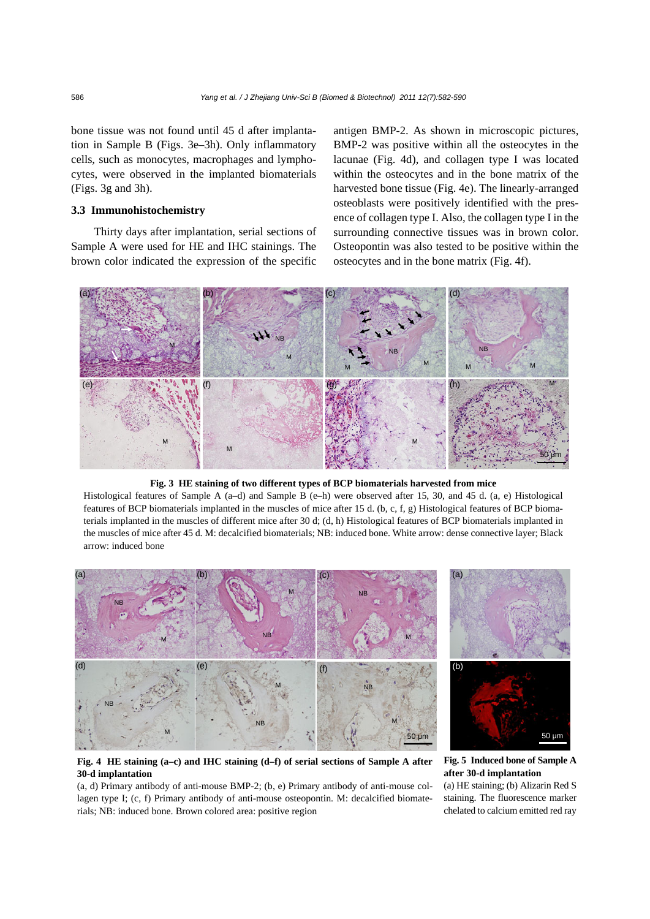bone tissue was not found until 45 d after implantation in Sample B (Figs. 3e–3h). Only inflammatory cells, such as monocytes, macrophages and lymphocytes, were observed in the implanted biomaterials (Figs. 3g and 3h).

### 3.3 Immunohistochemistry

Thirty days after implantation, serial sections of Sample A were used for HE and IHC stainings. The brown color indicated the expression of the specific antigen BMP-2. As shown in microscopic pictures, BMP-2 was positive within all the osteocytes in the lacunae (Fig. 4d), and collagen type I was located within the osteocytes and in the bone matrix of the harvested bone tissue (Fig. 4e). The linearly-arranged osteoblasts were positively identified with the presence of collagen type I. Also, the collagen type I in the surrounding connective tissues was in brown color. Osteopontin was also tested to be positive within the osteocytes and in the bone matrix (Fig. 4f).

**Fig. 3 HE staining of two different types of BCP biomaterials harvested from mice**

Histological features of Sample A (a–d) and Sample B (e–h) were observed after 15, 30, and 45 d. (a, e) Histological features of BCP biomaterials implanted in the muscles of mice after 15 d. (b, c, f, g) Histological features of BCP biomaterials implanted in the muscles of different mice after 30 d; (d, h) Histological features of BCP biomaterials implanted in the muscles of mice after 45 d. M: decalcified biomaterials; NB: induced bone. White arrow: dense connective layer; Black arrow: induced bone

**Fig. 4 HE staining (a–c) and IHC staining (d–f) of serial sections of Sample A after 30-d implantation**

(a, d) Primary antibody of anti-mouse BMP-2; (b, e) Primary antibody of anti-mouse collagen type I; (c, f) Primary antibody of anti-mouse osteopontin. M: decalcified biomaterials; NB: induced bone. Brown colored area: positive region

**Fig. 5 Induced bone of Sample A after 30-d implantation**

(a) HE staining; (b) Alizarin Red S staining. The fluorescence marker chelated to calcium emitted red ray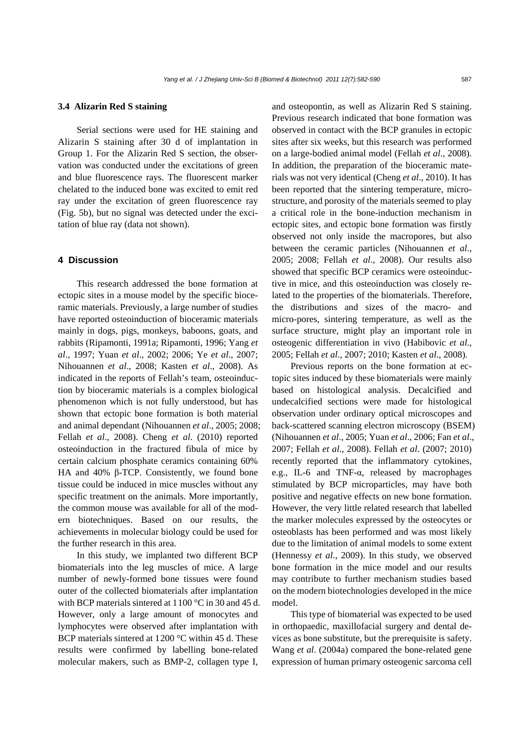### 3.4 Alizarin Red S staining

Serial sections were used for HE staining and Alizarin S staining after 30 d of implantation in Group 1. For the Alizarin Red S section, the observation was conducted under the excitations of green and blue fluorescence rays. The fluorescent marker chelated to the induced bone was excited to emit red ray under the excitation of green fluorescence ray (Fig. 5b), but no signal was detected under the excitation of blue ray (data not shown).

## 4 Discussion

This research addressed the bone formation at ectopic sites in a mouse model by the specific bioceramic materials. Previously, a large number of studies have reported osteoinduction of bioceramic materials mainly in dogs, pigs, monkeys, baboons, goats, and rabbits (Ripamonti, 1991a; Ripamonti, 1996; Yang *et al*., 1997; Yuan *et al*., 2002; 2006; Ye *et al*., 2007; Nihouannen *et al*., 2008; Kasten *et al*., 2008). As indicated in the reports of Fellah's team, osteoinduction by bioceramic materials is a complex biological phenomenon which is not fully understood, but has shown that ectopic bone formation is both material and animal dependant (Nihouannen *et al*., 2005; 2008; Fellah *et al*., 2008). Cheng *et al.* (2010) reported osteoinduction in the fractured fibula of mice by certain calcium phosphate ceramics containing 60% HA and 40% β-TCP. Consistently, we found bone tissue could be induced in mice muscles without any specific treatment on the animals. More importantly, the common mouse was available for all of the modern biotechniques. Based on our results, the achievements in molecular biology could be used for the further research in this area.

In this study, we implanted two different BCP biomaterials into the leg muscles of mice. A large number of newly-formed bone tissues were found outer of the collected biomaterials after implantation with BCP materials sintered at 1100 °C in 30 and 45 d. However, only a large amount of monocytes and lymphocytes were observed after implantation with BCP materials sintered at 1200 °C within 45 d. These results were confirmed by labelling bone-related molecular makers, such as BMP-2, collagen type I, and osteopontin, as well as Alizarin Red S staining. Previous research indicated that bone formation was observed in contact with the BCP granules in ectopic sites after six weeks, but this research was performed on a large-bodied animal model (Fellah *et al*., 2008). In addition, the preparation of the bioceramic materials was not very identical (Cheng *et al*., 2010). It has been reported that the sintering temperature, microstructure, and porosity of the materials seemed to play a critical role in the bone-induction mechanism in ectopic sites, and ectopic bone formation was firstly observed not only inside the macropores, but also between the ceramic particles (Nihouannen *et al*., 2005; 2008; Fellah *et al*., 2008). Our results also showed that specific BCP ceramics were osteoinductive in mice, and this osteoinduction was closely related to the properties of the biomaterials. Therefore, the distributions and sizes of the macro- and micro-pores, sintering temperature, as well as the surface structure, might play an important role in osteogenic differentiation in vivo (Habibovic *et al*., 2005; Fellah *et al*., 2007; 2010; Kasten *et al*., 2008).

Previous reports on the bone formation at ectopic sites induced by these biomaterials were mainly based on histological analysis. Decalcified and undecalcified sections were made for histological observation under ordinary optical microscopes and back-scattered scanning electron microscopy (BSEM) (Nihouannen *et al*., 2005; Yuan *et al*., 2006; Fan *et al*., 2007; Fellah *et al*., 2008). Fellah *et al*. (2007; 2010) recently reported that the inflammatory cytokines, e.g., IL-6 and TNF-α, released by macrophages stimulated by BCP microparticles, may have both positive and negative effects on new bone formation. However, the very little related research that labelled the marker molecules expressed by the osteocytes or osteoblasts has been performed and was most likely due to the limitation of animal models to some extent (Hennessy *et al*., 2009). In this study, we observed bone formation in the mice model and our results may contribute to further mechanism studies based on the modern biotechnologies developed in the mice model.

This type of biomaterial was expected to be used in orthopaedic, maxillofacial surgery and dental devices as bone substitute, but the prerequisite is safety. Wang *et al*. (2004a) compared the bone-related gene expression of human primary osteogenic sarcoma cell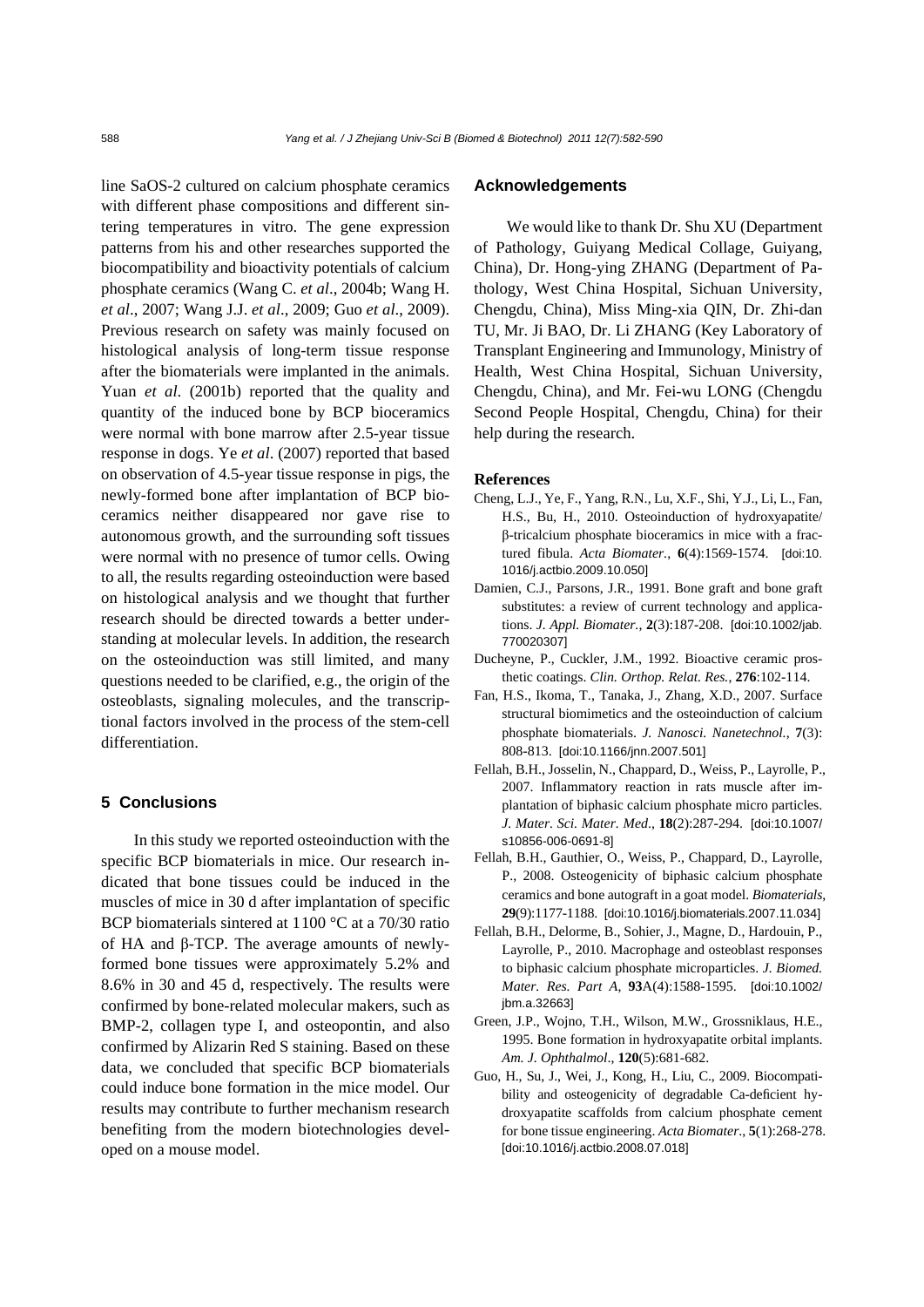line SaOS-2 cultured on calcium phosphate ceramics with different phase compositions and different sintering temperatures in vitro. The gene expression patterns from his and other researches supported the biocompatibility and bioactivity potentials of calcium phosphate ceramics (Wang C. *et al*., 2004b; Wang H. *et al*., 2007; Wang J.J. *et al*., 2009; Guo *et al*., 2009). Previous research on safety was mainly focused on histological analysis of long-term tissue response after the biomaterials were implanted in the animals. Yuan *et al*. (2001b) reported that the quality and quantity of the induced bone by BCP bioceramics were normal with bone marrow after 2.5-year tissue response in dogs. Ye *et al*. (2007) reported that based on observation of 4.5-year tissue response in pigs, the newly-formed bone after implantation of BCP bioceramics neither disappeared nor gave rise to autonomous growth, and the surrounding soft tissues were normal with no presence of tumor cells. Owing to all, the results regarding osteoinduction were based on histological analysis and we thought that further research should be directed towards a better understanding at molecular levels. In addition, the research on the osteoinduction was still limited, and many questions needed to be clarified, e.g., the origin of the osteoblasts, signaling molecules, and the transcriptional factors involved in the process of the stem-cell differentiation.

## 5 Conclusions

In this study we reported osteoinduction with the specific BCP biomaterials in mice. Our research indicated that bone tissues could be induced in the muscles of mice in 30 d after implantation of specific BCP biomaterials sintered at 1100 °C at a 70/30 ratio of HA and β-TCP. The average amounts of newly-formed bone tissues were approximately 5.2% and 8.6% in 30 and 45 d, respectively. The results were confirmed by bone-related molecular makers, such as BMP-2, collagen type I, and osteopontin, and also confirmed by Alizarin Red S staining. Based on these data, we concluded that specific BCP biomaterials could induce bone formation in the mice model. Our results may contribute to further mechanism research benefiting from the modern biotechnologies developed on a mouse model.

## Acknowledgements

We would like to thank Dr. Shu XU (Department of Pathology, Guiyang Medical Collage, Guiyang, China), Dr. Hong-ying ZHANG (Department of Pathology, West China Hospital, Sichuan University, Chengdu, China), Miss Ming-xia QIN, Dr. Zhi-dan TU, Mr. Ji BAO, Dr. Li ZHANG (Key Laboratory of Transplant Engineering and Immunology, Ministry of Health, West China Hospital, Sichuan University, Chengdu, China), and Mr. Fei-wu LONG (Chengdu Second People Hospital, Chengdu, China) for their help during the research.

## References

Cheng, L.J., Ye, F., Yang, R.N., Lu, X.F., Shi, Y.J., Li, L., Fan, H.S., Bu, H., 2010. Osteoinduction of hydroxyapatite/β-tricalcium phosphate bioceramics in mice with a fractured fibula. *Acta Biomater.*, **6**(4):1569-1574. [doi:10.1016/j.actbio.2009.10.050]

Damien, C.J., Parsons, J.R., 1991. Bone graft and bone graft substitutes: a review of current technology and applications. *J. Appl. Biomater.*, **2**(3):187-208. [doi:10.1002/jab.770020307]

Ducheyne, P., Cuckler, J.M., 1992. Bioactive ceramic prosthetic coatings. *Clin. Orthop. Relat. Res.*, **276**:102-114.

Fan, H.S., Ikoma, T., Tanaka, J., Zhang, X.D., 2007. Surface structural biomimetics and the osteoinduction of calcium phosphate biomaterials. *J. Nanosci. Nanetechnol.*, **7**(3):808-813. [doi:10.1166/jnn.2007.501]

Fellah, B.H., Josselin, N., Chappard, D., Weiss, P., Layrolle, P., 2007. Inflammatory reaction in rats muscle after implantation of biphasic calcium phosphate micro particles. *J. Mater. Sci. Mater. Med.*, **18**(2):287-294. [doi:10.1007/s10856-006-0691-8]

Fellah, B.H., Gauthier, O., Weiss, P., Chappard, D., Layrolle, P., 2008. Osteogenicity of biphasic calcium phosphate ceramics and bone autograft in a goat model. *Biomaterials*, **29**(9):1177-1188. [doi:10.1016/j.biomaterials.2007.11.034]

Fellah, B.H., Delorme, B., Sohier, J., Magne, D., Hardouin, P., Layrolle, P., 2010. Macrophage and osteoblast responses to biphasic calcium phosphate microparticles. *J. Biomed. Mater. Res. Part A*, **93**A(4):1588-1595. [doi:10.1002/jbm.a.32663]

Green, J.P., Wojno, T.H., Wilson, M.W., Grossniklaus, H.E., 1995. Bone formation in hydroxyapatite orbital implants. *Am. J. Ophthalmol.*, **120**(5):681-682.

Guo, H., Su, J., Wei, J., Kong, H., Liu, C., 2009. Biocompatibility and osteogenicity of degradable Ca-deficient hydroxyapatite scaffolds from calcium phosphate cement for bone tissue engineering. *Acta Biomater.*, **5**(1):268-278. [doi:10.1016/j.actbio.2008.07.018]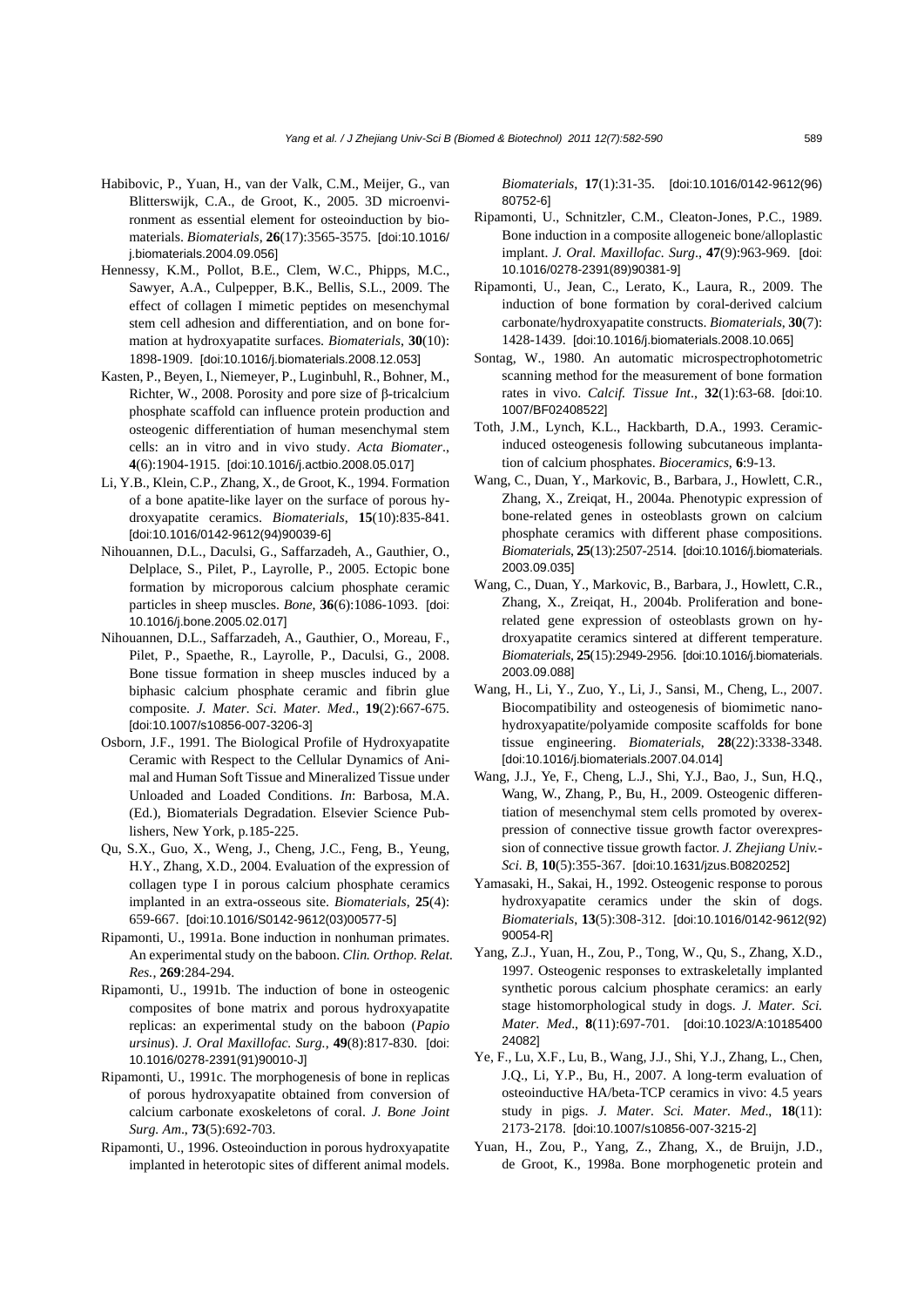Habibovic, P., Yuan, H., van der Valk, C.M., Meijer, G., van Blitterswijk, C.A., de Groot, K., 2005. 3D microenvironment as essential element for osteoinduction by biomaterials. *Biomaterials*, **26**(17):3565-3575. [doi:10.1016/j.biomaterials.2004.09.056]

Hennessy, K.M., Pollot, B.E., Clem, W.C., Phipps, M.C., Sawyer, A.A., Culpepper, B.K., Bellis, S.L., 2009. The effect of collagen I mimetic peptides on mesenchymal stem cell adhesion and differentiation, and on bone formation at hydroxyapatite surfaces. *Biomaterials*, **30**(10): 1898-1909. [doi:10.1016/j.biomaterials.2008.12.053]

Kasten, P., Beyen, I., Niemeyer, P., Luginbuhl, R., Bohner, M., Richter, W., 2008. Porosity and pore size of β-tricalcium phosphate scaffold can influence protein production and osteogenic differentiation of human mesenchymal stem cells: an in vitro and in vivo study. *Acta Biomater*., **4**(6):1904-1915. [doi:10.1016/j.actbio.2008.05.017]

Li, Y.B., Klein, C.P., Zhang, X., de Groot, K., 1994. Formation of a bone apatite-like layer on the surface of porous hydroxyapatite ceramics. *Biomaterials*, **15**(10):835-841. [doi:10.1016/0142-9612(94)90039-6]

Nihouannen, D.L., Daculsi, G., Saffarzadeh, A., Gauthier, O., Delplace, S., Pilet, P., Layrolle, P., 2005. Ectopic bone formation by microporous calcium phosphate ceramic particles in sheep muscles. *Bone*, **36**(6):1086-1093. [doi:10.1016/j.bone.2005.02.017]

Nihouannen, D.L., Saffarzadeh, A., Gauthier, O., Moreau, F., Pilet, P., Spaethe, R., Layrolle, P., Daculsi, G., 2008. Bone tissue formation in sheep muscles induced by a biphasic calcium phosphate ceramic and fibrin glue composite. *J. Mater. Sci. Mater. Med*., **19**(2):667-675. [doi:10.1007/s10856-007-3206-3]

Osborn, J.F., 1991. The Biological Profile of Hydroxyapatite Ceramic with Respect to the Cellular Dynamics of Animal and Human Soft Tissue and Mineralized Tissue under Unloaded and Loaded Conditions. *In*: Barbosa, M.A. (Ed.), Biomaterials Degradation. Elsevier Science Publishers, New York, p.185-225.

Qu, S.X., Guo, X., Weng, J., Cheng, J.C., Feng, B., Yeung, H.Y., Zhang, X.D., 2004. Evaluation of the expression of collagen type I in porous calcium phosphate ceramics implanted in an extra-osseous site. *Biomaterials*, **25**(4): 659-667. [doi:10.1016/S0142-9612(03)00577-5]

Ripamonti, U., 1991a. Bone induction in nonhuman primates. An experimental study on the baboon. *Clin. Orthop. Relat. Res.*, **269**:284-294.

Ripamonti, U., 1991b. The induction of bone in osteogenic composites of bone matrix and porous hydroxyapatite replicas: an experimental study on the baboon (*Papio ursinus*). *J. Oral Maxillofac. Surg.*, **49**(8):817-830. [doi:10.1016/0278-2391(91)90010-J]

Ripamonti, U., 1991c. The morphogenesis of bone in replicas of porous hydroxyapatite obtained from conversion of calcium carbonate exoskeletons of coral. *J. Bone Joint Surg. Am*., **73**(5):692-703.

Ripamonti, U., 1996. Osteoinduction in porous hydroxyapatite implanted in heterotopic sites of different animal models. *Biomaterials*, **17**(1):31-35. [doi:10.1016/0142-9612(96)80752-6]

Ripamonti, U., Schnitzler, C.M., Cleaton-Jones, P.C., 1989. Bone induction in a composite allogeneic bone/alloplastic implant. *J. Oral. Maxillofac. Surg*., **47**(9):963-969. [doi:10.1016/0278-2391(89)90381-9]

Ripamonti, U., Jean, C., Lerato, K., Laura, R., 2009. The induction of bone formation by coral-derived calcium carbonate/hydroxyapatite constructs. *Biomaterials*, **30**(7): 1428-1439. [doi:10.1016/j.biomaterials.2008.10.065]

Sontag, W., 1980. An automatic microspectrophotometric scanning method for the measurement of bone formation rates in vivo. *Calcif. Tissue Int*., **32**(1):63-68. [doi:10.1007/BF02408522]

Toth, J.M., Lynch, K.L., Hackbarth, D.A., 1993. Ceramic-induced osteogenesis following subcutaneous implantation of calcium phosphates. *Bioceramics*, **6**:9-13.

Wang, C., Duan, Y., Markovic, B., Barbara, J., Howlett, C.R., Zhang, X., Zreiqat, H., 2004a. Phenotypic expression of bone-related genes in osteoblasts grown on calcium phosphate ceramics with different phase compositions. *Biomaterials*, **25**(13):2507-2514. [doi:10.1016/j.biomaterials.2003.09.035]

Wang, C., Duan, Y., Markovic, B., Barbara, J., Howlett, C.R., Zhang, X., Zreiqat, H., 2004b. Proliferation and bone-related gene expression of osteoblasts grown on hydroxyapatite ceramics sintered at different temperature. *Biomaterials*, **25**(15):2949-2956. [doi:10.1016/j.biomaterials.2003.09.088]

Wang, H., Li, Y., Zuo, Y., Li, J., Sansi, M., Cheng, L., 2007. Biocompatibility and osteogenesis of biomimetic nano-hydroxyapatite/polyamide composite scaffolds for bone tissue engineering. *Biomaterials*, **28**(22):3338-3348. [doi:10.1016/j.biomaterials.2007.04.014]

Wang, J.J., Ye, F., Cheng, L.J., Shi, Y.J., Bao, J., Sun, H.Q., Wang, W., Zhang, P., Bu, H., 2009. Osteogenic differentiation of mesenchymal stem cells promoted by overexpression of connective tissue growth factor overexpression of connective tissue growth factor. *J. Zhejiang Univ.-Sci. B*, **10**(5):355-367. [doi:10.1631/jzus.B0820252]

Yamasaki, H., Sakai, H., 1992. Osteogenic response to porous hydroxyapatite ceramics under the skin of dogs. *Biomaterials*, **13**(5):308-312. [doi:10.1016/0142-9612(92)90054-R]

Yang, Z.J., Yuan, H., Zou, P., Tong, W., Qu, S., Zhang, X.D., 1997. Osteogenic responses to extraskeletally implanted synthetic porous calcium phosphate ceramics: an early stage histomorphological study in dogs. *J. Mater. Sci. Mater. Med*., **8**(11):697-701. [doi:10.1023/A:1018540024082]

Ye, F., Lu, X.F., Lu, B., Wang, J.J., Shi, Y.J., Zhang, L., Chen, J.Q., Li, Y.P., Bu, H., 2007. A long-term evaluation of osteoinductive HA/beta-TCP ceramics in vivo: 4.5 years study in pigs. *J. Mater. Sci. Mater. Med*., **18**(11): 2173-2178. [doi:10.1007/s10856-007-3215-2]

Yuan, H., Zou, P., Yang, Z., Zhang, X., de Bruijn, J.D., de Groot, K., 1998a. Bone morphogenetic protein and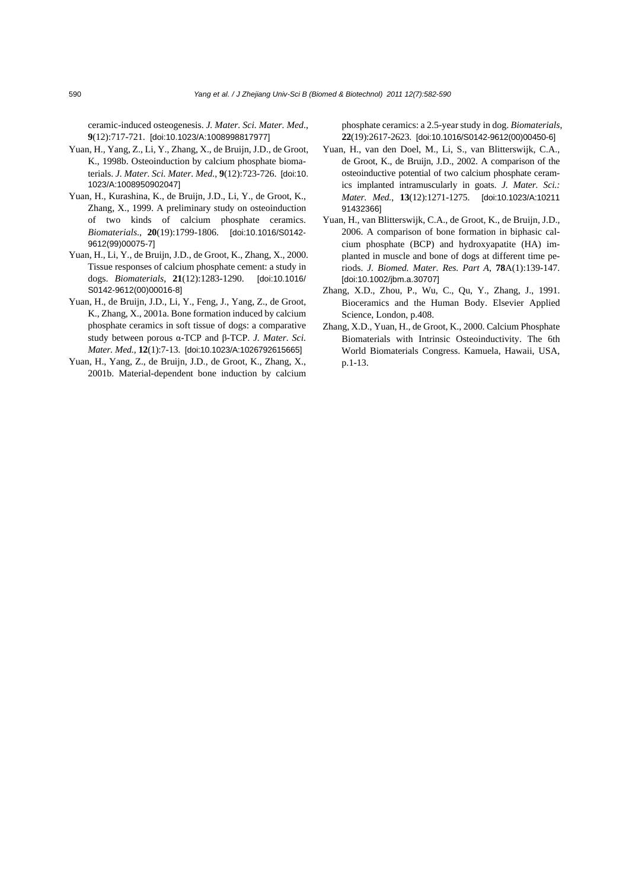ceramic-induced osteogenesis. *J. Mater. Sci. Mater. Med.*, **9**(12):717-721. [doi:10.1023/A:1008998817977]

Yuan, H., Yang, Z., Li, Y., Zhang, X., de Bruijn, J.D., de Groot, K., 1998b. Osteoinduction by calcium phosphate biomaterials. *J. Mater. Sci. Mater. Med.*, **9**(12):723-726. [doi:10.1023/A:1008950902047]

Yuan, H., Kurashina, K., de Bruijn, J.D., Li, Y., de Groot, K., Zhang, X., 1999. A preliminary study on osteoinduction of two kinds of calcium phosphate ceramics. *Biomaterials*, **20**(19):1799-1806. [doi:10.1016/S0142-9612(99)00075-7]

Yuan, H., Li, Y., de Bruijn, J.D., de Groot, K., Zhang, X., 2000. Tissue responses of calcium phosphate cement: a study in dogs. *Biomaterials*, **21**(12):1283-1290. [doi:10.1016/S0142-9612(00)00016-8]

Yuan, H., de Bruijn, J.D., Li, Y., Feng, J., Yang, Z., de Groot, K., Zhang, X., 2001a. Bone formation induced by calcium phosphate ceramics in soft tissue of dogs: a comparative study between porous α-TCP and β-TCP. *J. Mater. Sci. Mater. Med.*, **12**(1):7-13. [doi:10.1023/A:1026792615665]

Yuan, H., Yang, Z., de Bruijn, J.D., de Groot, K., Zhang, X., 2001b. Material-dependent bone induction by calcium phosphate ceramics: a 2.5-year study in dog. *Biomaterials*, **22**(19):2617-2623. [doi:10.1016/S0142-9612(00)00450-6]

Yuan, H., van den Doel, M., Li, S., van Blitterswijk, C.A., de Groot, K., de Bruijn, J.D., 2002. A comparison of the osteoinductive potential of two calcium phosphate ceramics implanted intramuscularly in goats. *J. Mater. Sci.: Mater. Med.*, **13**(12):1271-1275. [doi:10.1023/A:1021191432366]

Yuan, H., van Blitterswijk, C.A., de Groot, K., de Bruijn, J.D., 2006. A comparison of bone formation in biphasic calcium phosphate (BCP) and hydroxyapatite (HA) implanted in muscle and bone of dogs at different time periods. *J. Biomed. Mater. Res. Part A*, **78**A(1):139-147. [doi:10.1002/jbm.a.30707]

Zhang, X.D., Zhou, P., Wu, C., Qu, Y., Zhang, J., 1991. Bioceramics and the Human Body. Elsevier Applied Science, London, p.408.

Zhang, X.D., Yuan, H., de Groot, K., 2000. Calcium Phosphate Biomaterials with Intrinsic Osteoinductivity. The 6th World Biomaterials Congress. Kamuela, Hawaii, USA, p.1-13.